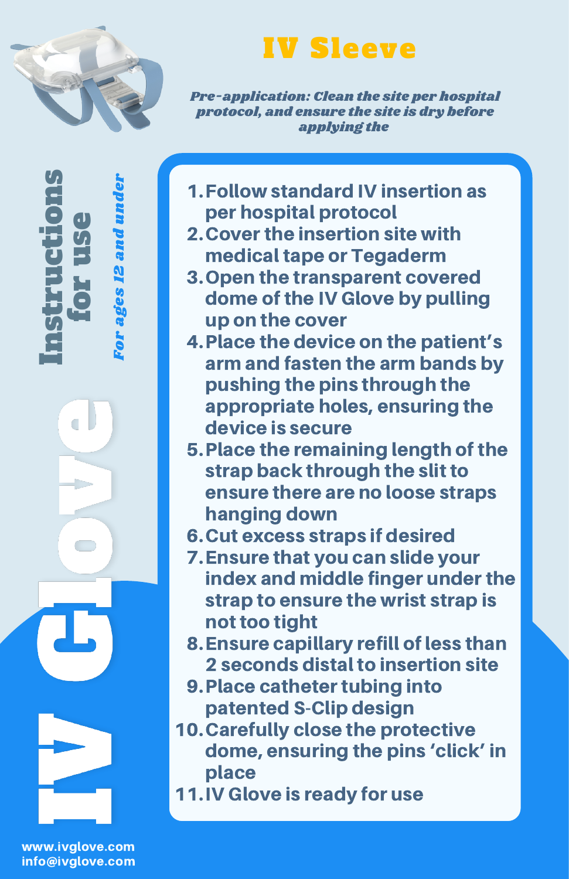# IV Sleeve

*Pre-application: Clean the site per hospital protocol, and ensure the site is dry before applying the*

## IV Glove

## Instructions for use

*For ages 12 and under*

1. Follow standard IV insertion as per hospital protocol
2. Cover the insertion site with medical tape or Tegaderm
3. Open the transparent covered dome of the IV Glove by pulling up on the cover
4. Place the device on the patient's arm and fasten the arm bands by pushing the pins through the appropriate holes, ensuring the device is secure
5. Place the remaining length of the strap back through the slit to ensure there are no loose straps hanging down
6. Cut excess straps if desired
7. Ensure that you can slide your index and middle finger under the strap to ensure the wrist strap is not too tight
8. Ensure capillary refill of less than 2 seconds distal to insertion site
9. Place catheter tubing into patented S-Clip design
10. Carefully close the protective dome, ensuring the pins 'click' in place
11. IV Glove is ready for use

www.ivglove.com
info@ivglove.com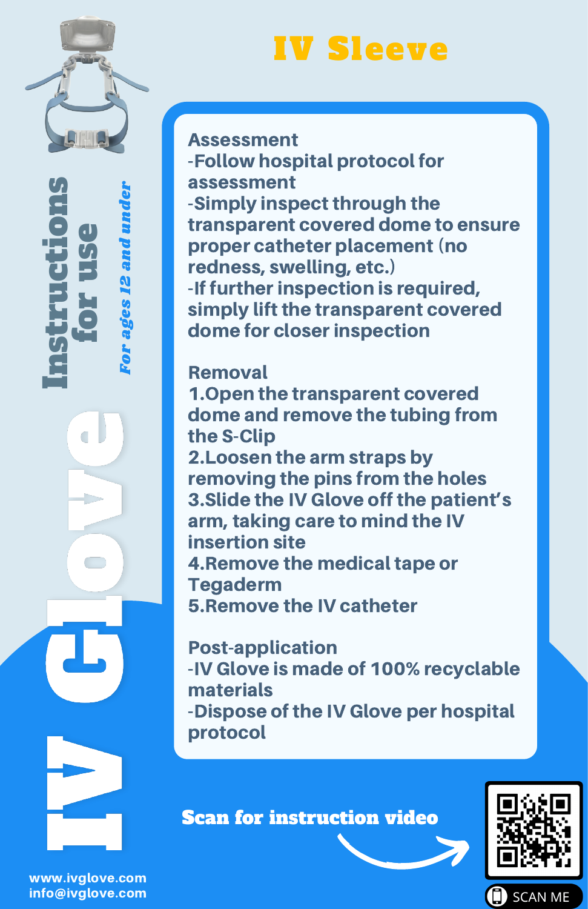# IV Sleeve

**IV Glove**

**Instructions for use**

*For ages 12 and under*

**Assessment**

-Follow hospital protocol for assessment

-Simply inspect through the transparent covered dome to ensure proper catheter placement (no redness, swelling, etc.)

-If further inspection is required, simply lift the transparent covered dome for closer inspection

**Removal**

1. Open the transparent covered dome and remove the tubing from the S-Clip
2. Loosen the arm straps by removing the pins from the holes
3. Slide the IV Glove off the patient's arm, taking care to mind the IV insertion site
4. Remove the medical tape or Tegaderm
5. Remove the IV catheter

**Post-application**

-IV Glove is made of 100% recyclable materials

-Dispose of the IV Glove per hospital protocol

**Scan for instruction video**

SCAN ME

www.ivglove.com
info@ivglove.com